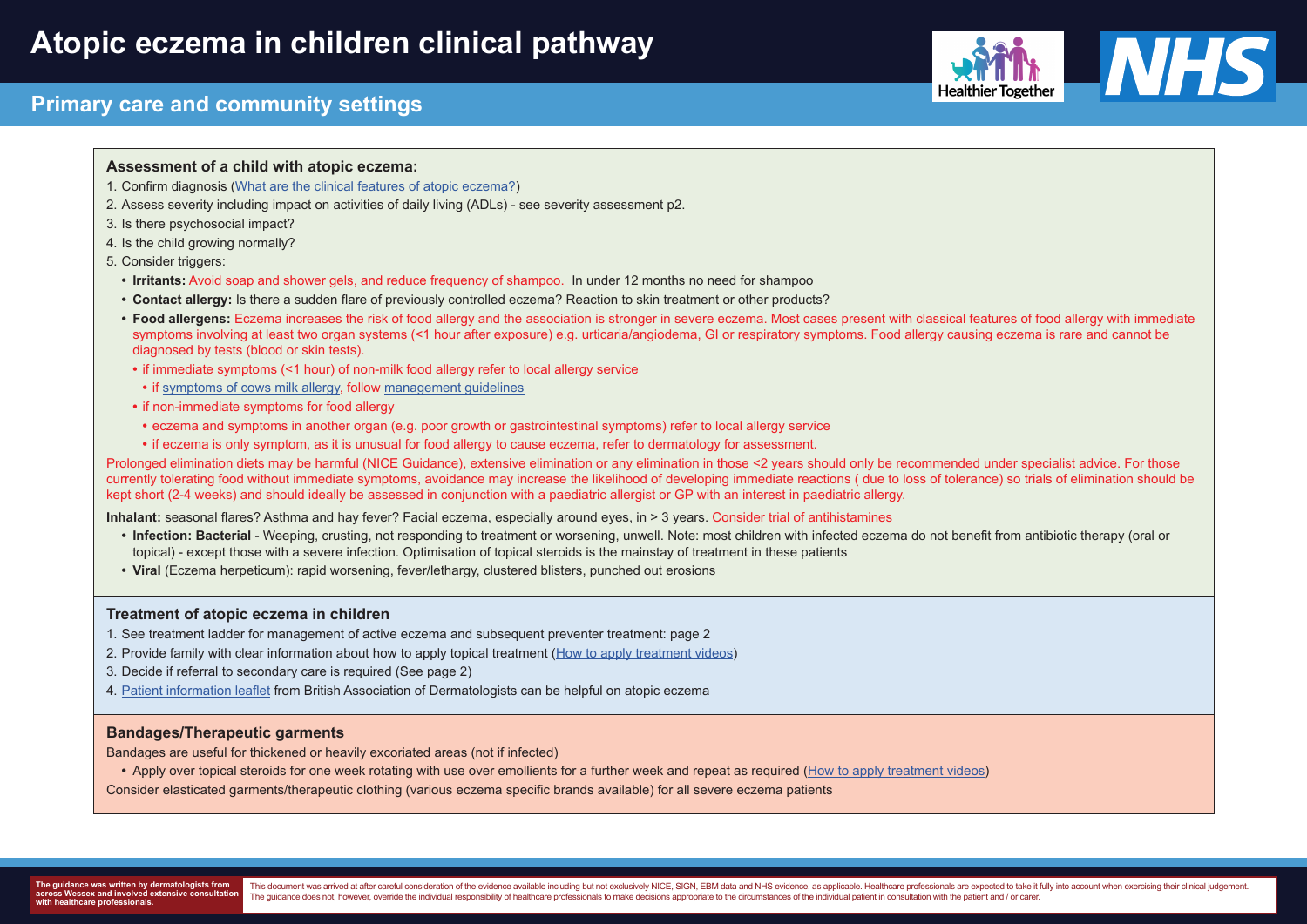# Atopic eczema in children clinical pathway

## Primary care and community settings

### Assessment of a child with atopic eczema:

1. Confirm diagnosis (What are the clinical features of atopic eczema?)
2. Assess severity including impact on activities of daily living (ADLs) - see severity assessment p2.
3. Is there psychosocial impact?
4. Is the child growing normally?
5. Consider triggers:
   - **Irritants:** Avoid soap and shower gels, and reduce frequency of shampoo. In under 12 months no need for shampoo
   - **Contact allergy:** Is there a sudden flare of previously controlled eczema? Reaction to skin treatment or other products?
   - **Food allergens:** Eczema increases the risk of food allergy and the association is stronger in severe eczema. Most cases present with classical features of food allergy with immediate symptoms involving at least two organ systems (<1 hour after exposure) e.g. urticaria/angiodema, GI or respiratory symptoms. Food allergy causing eczema is rare and cannot be diagnosed by tests (blood or skin tests).
     - if immediate symptoms (<1 hour) of non-milk food allergy refer to local allergy service
       - if symptoms of cows milk allergy, follow management guidelines
     - if non-immediate symptoms for food allergy
       - eczema and symptoms in another organ (e.g. poor growth or gastrointestinal symptoms) refer to local allergy service
       - if eczema is only symptom, as it is unusual for food allergy to cause eczema, refer to dermatology for assessment.

Prolonged elimination diets may be harmful (NICE Guidance), extensive elimination or any elimination in those <2 years should only be recommended under specialist advice. For those currently tolerating food without immediate symptoms, avoidance may increase the likelihood of developing immediate reactions ( due to loss of tolerance) so trials of elimination should be kept short (2-4 weeks) and should ideally be assessed in conjunction with a paediatric allergist or GP with an interest in paediatric allergy.

**Inhalant:** seasonal flares? Asthma and hay fever? Facial eczema, especially around eyes, in > 3 years. Consider trial of antihistamines

- **Infection: Bacterial** - Weeping, crusting, not responding to treatment or worsening, unwell. Note: most children with infected eczema do not benefit from antibiotic therapy (oral or topical) - except those with a severe infection. Optimisation of topical steroids is the mainstay of treatment in these patients
- **Viral** (Eczema herpeticum): rapid worsening, fever/lethargy, clustered blisters, punched out erosions

### Treatment of atopic eczema in children

1. See treatment ladder for management of active eczema and subsequent preventer treatment: page 2
2. Provide family with clear information about how to apply topical treatment (How to apply treatment videos)
3. Decide if referral to secondary care is required (See page 2)
4. Patient information leaflet from British Association of Dermatologists can be helpful on atopic eczema

### Bandages/Therapeutic garments

Bandages are useful for thickened or heavily excoriated areas (not if infected)

- Apply over topical steroids for one week rotating with use over emollients for a further week and repeat as required (How to apply treatment videos)

Consider elasticated garments/therapeutic clothing (various eczema specific brands available) for all severe eczema patients

**The guidance was written by dermatologists from across Wessex and involved extensive consultation with healthcare professionals.**

This document was arrived at after careful consideration of the evidence available including but not exclusively NICE, SIGN, EBM data and NHS evidence, as applicable. Healthcare professionals are expected to take it fully into account when exercising their clinical judgement. The guidance does not, however, override the individual responsibility of healthcare professionals to make decisions appropriate to the circumstances of the individual patient in consultation with the patient and / or carer.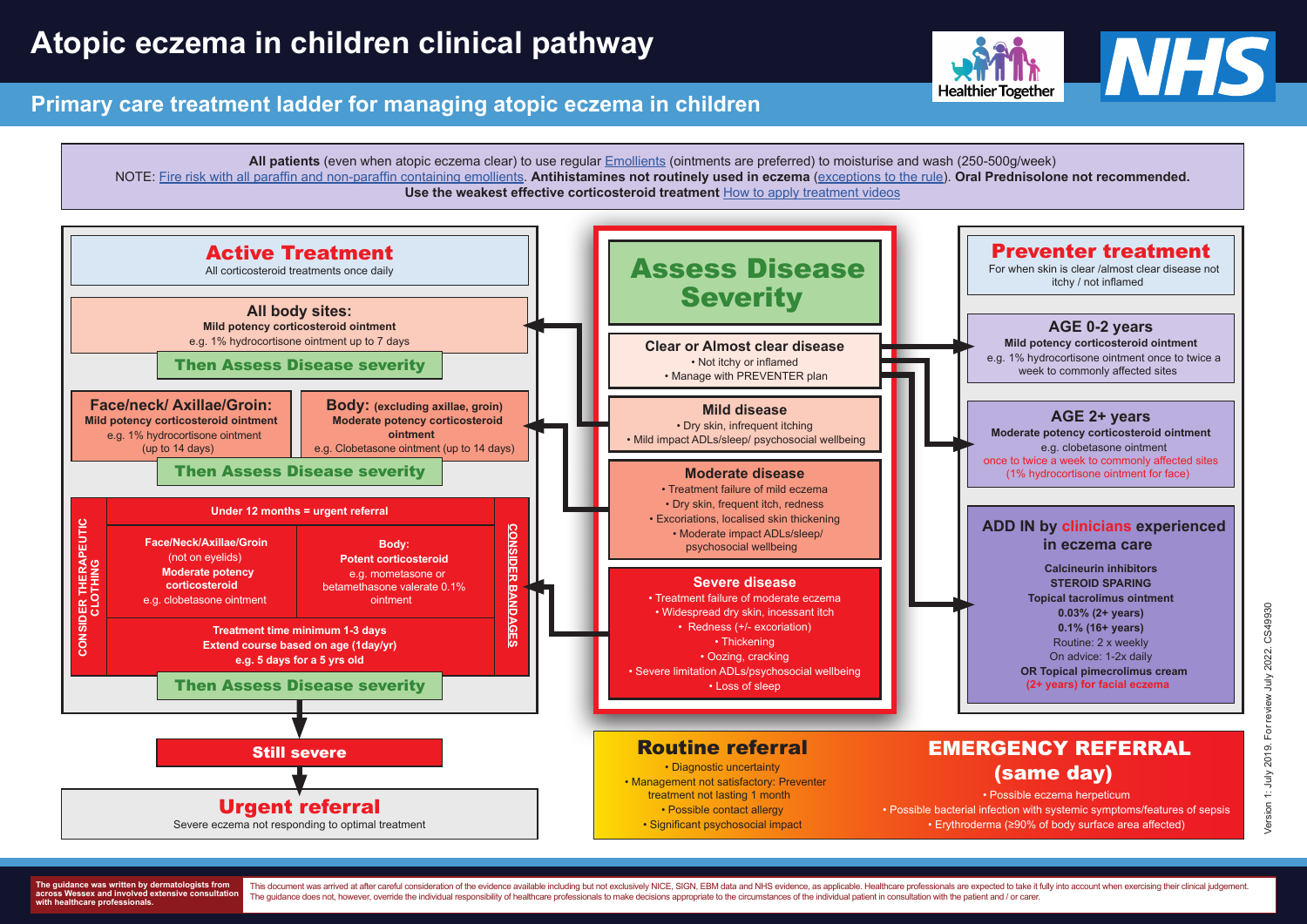# Atopic eczema in children clinical pathway

## Primary care treatment ladder for managing atopic eczema in children

**All patients** (even when atopic eczema clear) to use regular Emollients (ointments are preferred) to moisturise and wash (250-500g/week)
NOTE: Fire risk with all paraffin and non-paraffin containing emollients. **Antihistamines not routinely used in eczema** (exceptions to the rule). **Oral Prednisolone not recommended.**
**Use the weakest effective corticosteroid treatment** How to apply treatment videos

## Active Treatment

All corticosteroid treatments once daily

### All body sites:

**Mild potency corticosteroid ointment**
e.g. 1% hydrocortisone ointment up to 7 days

**Then Assess Disease severity**

### Face/neck/ Axillae/Groin:

**Mild potency corticosteroid ointment**
e.g. 1% hydrocortisone ointment (up to 14 days)

### Body: (excluding axillae, groin)

**Moderate potency corticosteroid ointment**
e.g. Clobetasone ointment (up to 14 days)

**Then Assess Disease severity**

**CONSIDER THERAPEUTIC CLOTHING**

**Under 12 months = urgent referral**

**Face/Neck/Axillae/Groin**
(not on eyelids)
**Moderate potency corticosteroid**
e.g. clobetasone ointment

**Body:**
**Potent corticosteroid**
e.g. mometasone or betamethasone valerate 0.1% ointment

**Treatment time minimum 1-3 days**
**Extend course based on age (1day/yr)**
**e.g. 5 days for a 5 yrs old**

**CONSIDER BANDAGES**

**Then Assess Disease severity**

**Still severe**

### Urgent referral

Severe eczema not responding to optimal treatment

## Assess Disease Severity

### Clear or Almost clear disease

- Not itchy or inflamed
- Manage with PREVENTER plan

### Mild disease

- Dry skin, infrequent itching
- Mild impact ADLs/sleep/ psychosocial wellbeing

### Moderate disease

- Treatment failure of mild eczema
- Dry skin, frequent itch, redness
- Excoriations, localised skin thickening
- Moderate impact ADLs/sleep/ psychosocial wellbeing

### Severe disease

- Treatment failure of moderate eczema
- Widespread dry skin, incessant itch
- Redness (+/- excoriation)
- Thickening
- Oozing, cracking
- Severe limitation ADLs/psychosocial wellbeing
- Loss of sleep

## Preventer treatment

For when skin is clear /almost clear disease not itchy / not inflamed

### AGE 0-2 years

**Mild potency corticosteroid ointment**
e.g. 1% hydrocortisone ointment once to twice a week to commonly affected sites

### AGE 2+ years

**Moderate potency corticosteroid ointment**
e.g. clobetasone ointment
once to twice a week to commonly affected sites (1% hydrocortisone ointment for face)

### ADD IN by clinicians experienced in eczema care

**Calcineurin inhibitors**
**STEROID SPARING**
**Topical tacrolimus ointment**
**0.03% (2+ years)**
**0.1% (16+ years)**
Routine: 2 x weekly
On advice: 1-2x daily
**OR Topical pimecrolimus cream**
**(2+ years) for facial eczema**

## Routine referral

- Diagnostic uncertainty
- Management not satisfactory: Preventer treatment not lasting 1 month
- Possible contact allergy
- Significant psychosocial impact

## EMERGENCY REFERRAL (same day)

- Possible eczema herpeticum
- Possible bacterial infection with systemic symptoms/features of sepsis
- Erythroderma (≥90% of body surface area affected)

Version 1: July 2019. For review July 2022. CS49930

**The guidance was written by dermatologists from across Wessex and involved extensive consultation with healthcare professionals.**

This document was arrived at after careful consideration of the evidence available including but not exclusively NICE, SIGN, EBM data and NHS evidence, as applicable. Healthcare professionals are expected to take it fully into account when exercising their clinical judgement. The guidance does not, however, override the individual responsibility of healthcare professionals to make decisions appropriate to the circumstances of the individual patient in consultation with the patient and / or carer.